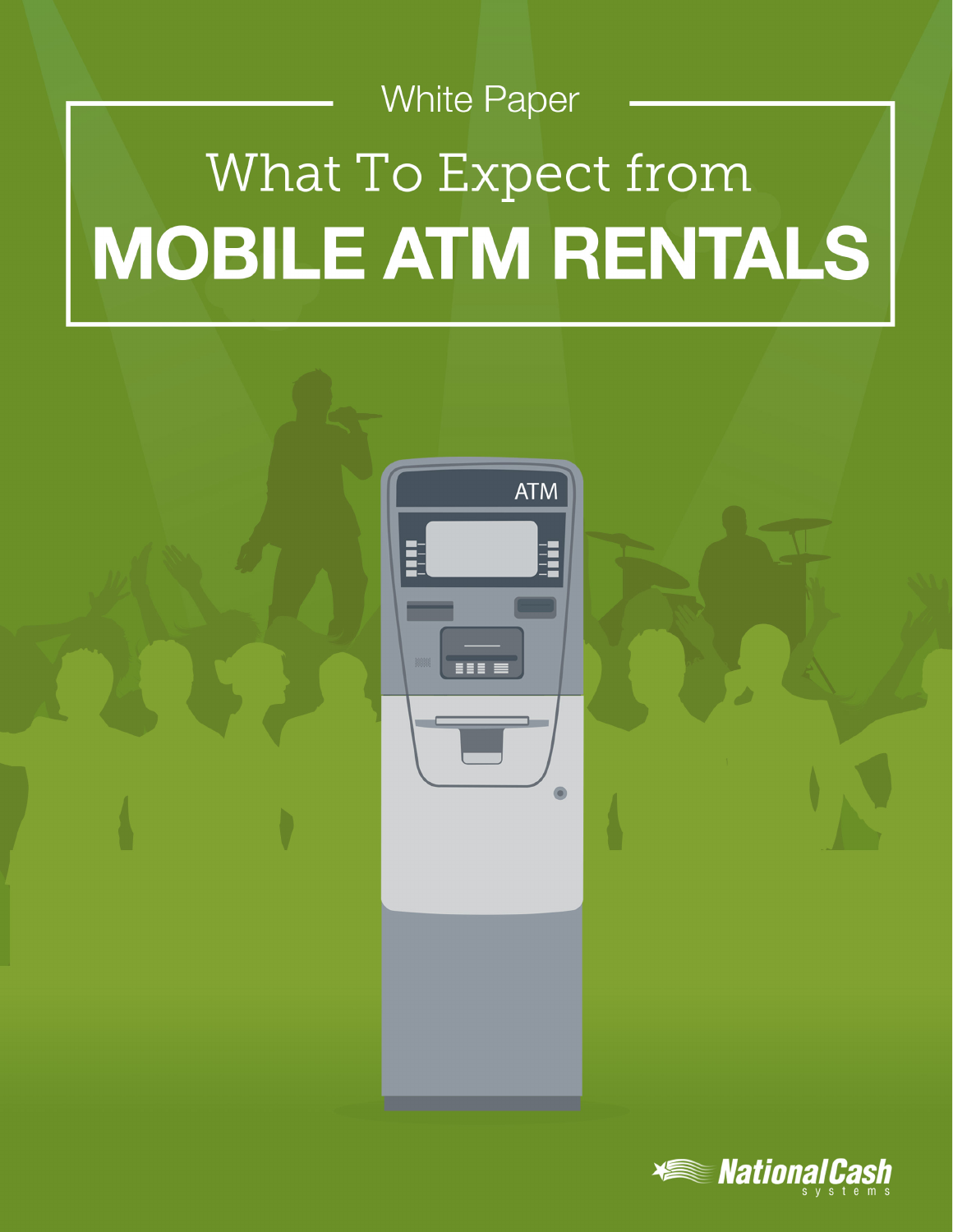White Paper

# What To Expect from MOBILE ATM RENTALS

National Cash systems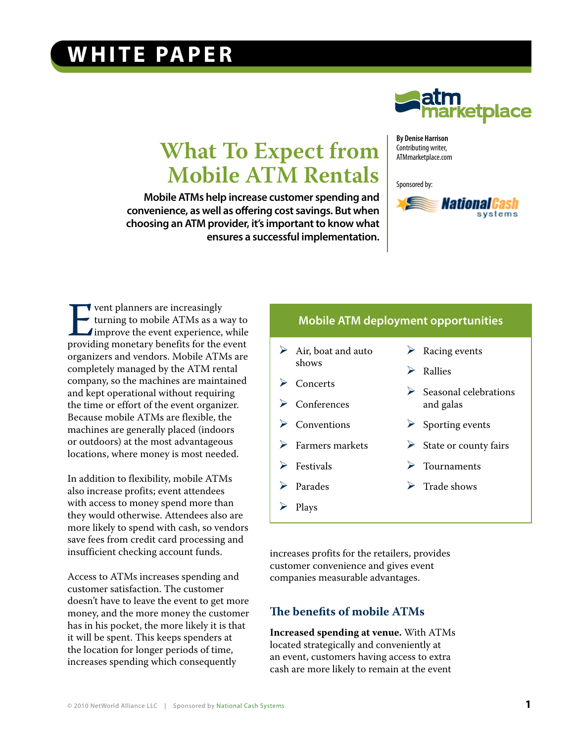# WHITE PAPER

# What To Expect from Mobile ATM Rentals

**Mobile ATMs help increase customer spending and convenience, as well as offering cost savings. But when choosing an ATM provider, it's important to know what ensures a successful implementation.**

**By Denise Harrison**
Contributing writer,
ATMmarketplace.com

Sponsored by:

Event planners are increasingly turning to mobile ATMs as a way to improve the event experience, while providing monetary benefits for the event organizers and vendors. Mobile ATMs are completely managed by the ATM rental company, so the machines are maintained and kept operational without requiring the time or effort of the event organizer. Because mobile ATMs are flexible, the machines are generally placed (indoors or outdoors) at the most advantageous locations, where money is most needed.

In addition to flexibility, mobile ATMs also increase profits; event attendees with access to money spend more than they would otherwise. Attendees also are more likely to spend with cash, so vendors save fees from credit card processing and insufficient checking account funds.

Access to ATMs increases spending and customer satisfaction. The customer doesn't have to leave the event to get more money, and the more money the customer has in his pocket, the more likely it is that it will be spent. This keeps spenders at the location for longer periods of time, increases spending which consequently increases profits for the retailers, provides customer convenience and gives event companies measurable advantages.

## Mobile ATM deployment opportunities

- Air, boat and auto shows
- Concerts
- Conferences
- Conventions
- Farmers markets
- Festivals
- Parades
- Plays
- Racing events
- Rallies
- Seasonal celebrations and galas
- Sporting events
- State or county fairs
- Tournaments
- Trade shows

## The benefits of mobile ATMs

**Increased spending at venue.** With ATMs located strategically and conveniently at an event, customers having access to extra cash are more likely to remain at the event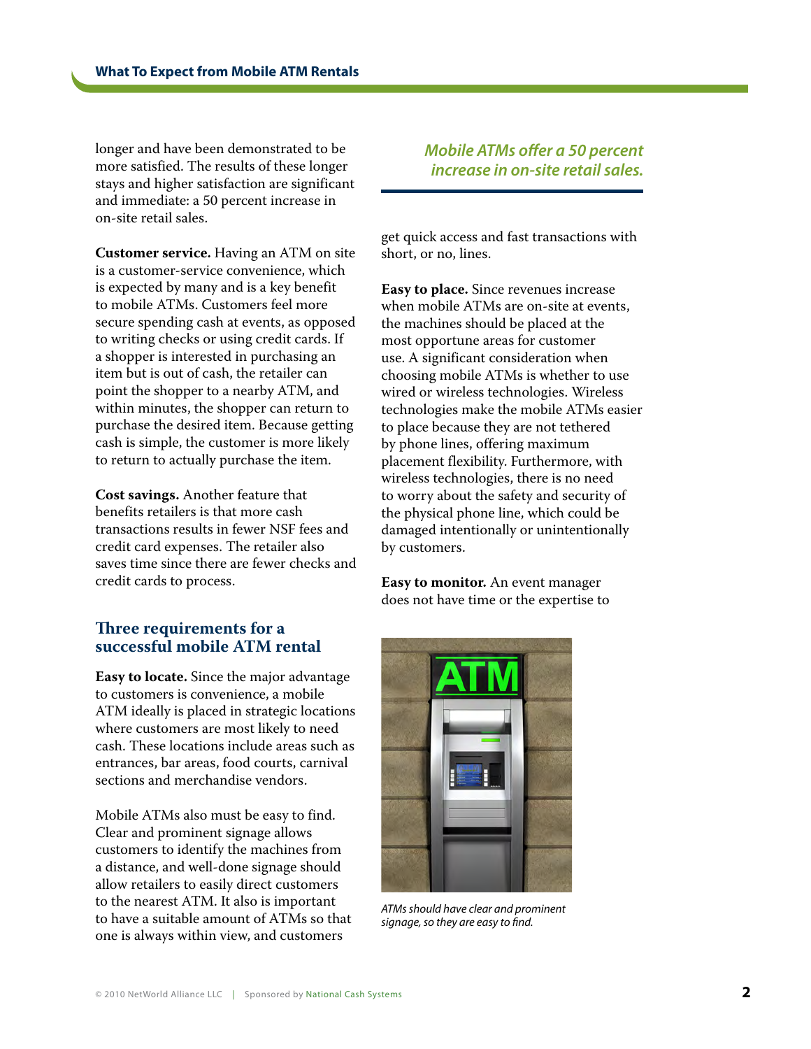longer and have been demonstrated to be more satisfied. The results of these longer stays and higher satisfaction are significant and immediate: a 50 percent increase in on-site retail sales.

**Customer service.** Having an ATM on site is a customer-service convenience, which is expected by many and is a key benefit to mobile ATMs. Customers feel more secure spending cash at events, as opposed to writing checks or using credit cards. If a shopper is interested in purchasing an item but is out of cash, the retailer can point the shopper to a nearby ATM, and within minutes, the shopper can return to purchase the desired item. Because getting cash is simple, the customer is more likely to return to actually purchase the item.

**Cost savings.** Another feature that benefits retailers is that more cash transactions results in fewer NSF fees and credit card expenses. The retailer also saves time since there are fewer checks and credit cards to process.

## Three requirements for a successful mobile ATM rental

**Easy to locate.** Since the major advantage to customers is convenience, a mobile ATM ideally is placed in strategic locations where customers are most likely to need cash. These locations include areas such as entrances, bar areas, food courts, carnival sections and merchandise vendors.

Mobile ATMs also must be easy to find. Clear and prominent signage allows customers to identify the machines from a distance, and well-done signage should allow retailers to easily direct customers to the nearest ATM. It also is important to have a suitable amount of ATMs so that one is always within view, and customers

*Mobile ATMs offer a 50 percent increase in on-site retail sales.*

get quick access and fast transactions with short, or no, lines.

**Easy to place.** Since revenues increase when mobile ATMs are on-site at events, the machines should be placed at the most opportune areas for customer use. A significant consideration when choosing mobile ATMs is whether to use wired or wireless technologies. Wireless technologies make the mobile ATMs easier to place because they are not tethered by phone lines, offering maximum placement flexibility. Furthermore, with wireless technologies, there is no need to worry about the safety and security of the physical phone line, which could be damaged intentionally or unintentionally by customers.

**Easy to monitor.** An event manager does not have time or the expertise to

*ATMs should have clear and prominent signage, so they are easy to find.*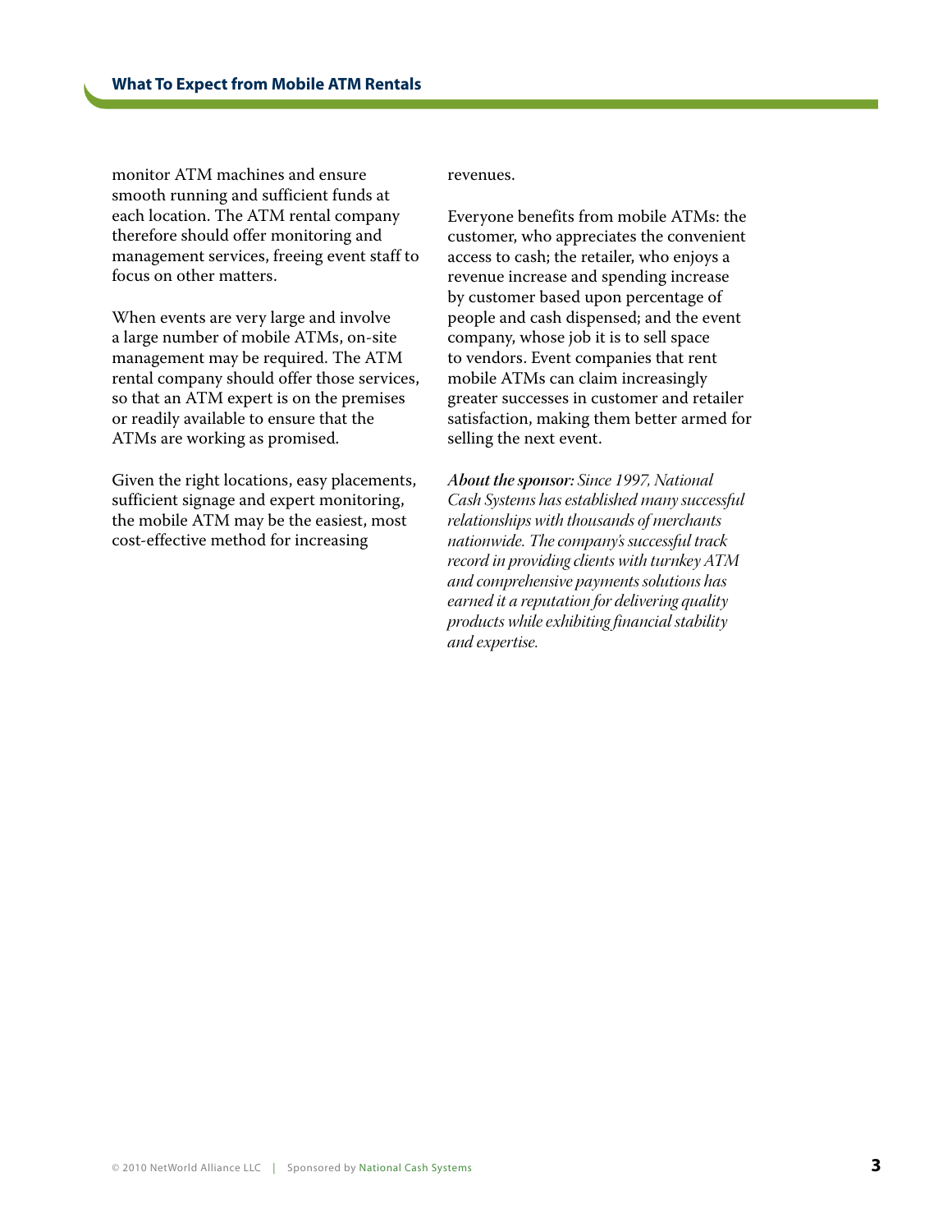monitor ATM machines and ensure smooth running and sufficient funds at each location. The ATM rental company therefore should offer monitoring and management services, freeing event staff to focus on other matters.

When events are very large and involve a large number of mobile ATMs, on-site management may be required. The ATM rental company should offer those services, so that an ATM expert is on the premises or readily available to ensure that the ATMs are working as promised.

Given the right locations, easy placements, sufficient signage and expert monitoring, the mobile ATM may be the easiest, most cost-effective method for increasing revenues.

Everyone benefits from mobile ATMs: the customer, who appreciates the convenient access to cash; the retailer, who enjoys a revenue increase and spending increase by customer based upon percentage of people and cash dispensed; and the event company, whose job it is to sell space to vendors. Event companies that rent mobile ATMs can claim increasingly greater successes in customer and retailer satisfaction, making them better armed for selling the next event.

***About the sponsor:*** *Since 1997, National Cash Systems has established many successful relationships with thousands of merchants nationwide. The company's successful track record in providing clients with turnkey ATM and comprehensive payments solutions has earned it a reputation for delivering quality products while exhibiting financial stability and expertise.*